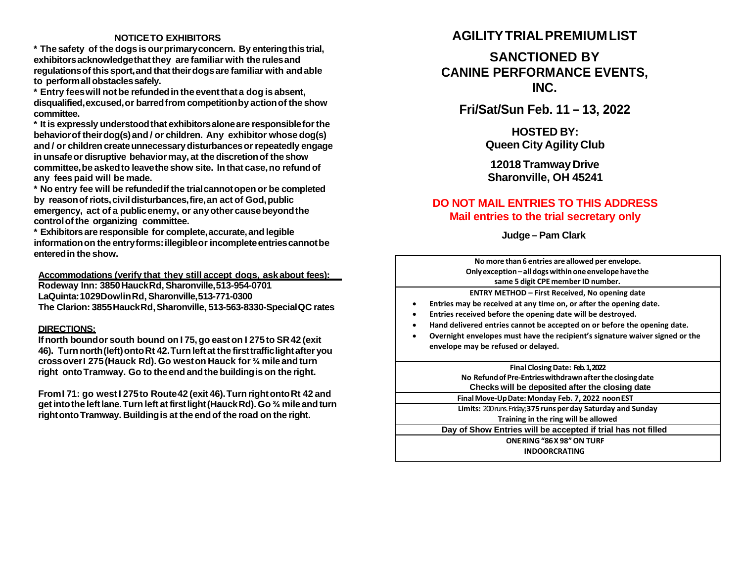### NOTICE TO EXHIBITORS

**\* The safety of the dogs is our primary concern. By entering this trial, exhibitors acknowledge that they are familiar with the rules and regulations of this sport, and that their dogs are familiar with and able to perform all obstacles safely.**

**\* Entry fees will not be refunded in the event that a dog is absent, disqualified, excused, or barred from competition by action of the show committee.**

**\* It is expressly understood that exhibitors alone are responsible for the behavior of their dog(s) and / or children. Any exhibitor whose dog(s) and / or children create unnecessary disturbances or repeatedly engage in unsafe or disruptive behavior may, at the discretion of the show committee, be asked to leave the show site. In that case, no refund of any fees paid will be made.**

**\* No entry fee will be refunded if the trial cannot open or be completed by reason of riots, civil disturbances, fire, an act of God, public emergency, act of a public enemy, or any other cause beyond the control of the organizing committee.**

**\* Exhibitors are responsible for complete, accurate, and legible information on the entry forms: illegible or incomplete entries cannot be entered in the show.**

**Accommodations (verify that they still accept dogs, ask about fees):**

**Rodeway Inn: 3850 Hauck Rd, Sharonville, 513-954-0701**
**LaQuinta: 1029 Dowlin Rd, Sharonville, 513-771-0300**
**The Clarion: 3855 Hauck Rd, Sharonville, 513-563-8330-Special QC rates**

**DIRECTIONS:**

**If north bound or south bound on I 75, go east on I 275 to SR 42 (exit 46). Turn north (left) onto Rt 42. Turn left at the first traffic light after you cross over I 275 (Hauck Rd). Go west on Hauck for ¾ mile and turn right onto Tramway. Go to the end and the building is on the right.**

**From I 71: go west I 275 to Route 42 (exit 46). Turn right onto Rt 42 and get into the left lane. Turn left at first light (Hauck Rd). Go ¾ mile and turn right onto Tramway. Building is at the end of the road on the right.**

# AGILITY TRIAL PREMIUM LIST

## SANCTIONED BY CANINE PERFORMANCE EVENTS, INC.

## Fri/Sat/Sun Feb. 11 – 13, 2022

**HOSTED BY:**
**Queen City Agility Club**

**12018 Tramway Drive**
**Sharonville, OH 45241**

**DO NOT MAIL ENTRIES TO THIS ADDRESS**
**Mail entries to the trial secretary only**

**Judge – Pam Clark**

**No more than 6 entries are allowed per envelope.**
**Only exception – all dogs within one envelope have the same 5 digit CPE member ID number.**

**ENTRY METHOD – First Received, No opening date**

- **Entries may be received at any time on, or after the opening date.**
- **Entries received before the opening date will be destroyed.**
- **Hand delivered entries cannot be accepted on or before the opening date.**
- **Overnight envelopes must have the recipient's signature waiver signed or the envelope may be refused or delayed.**

**Final Closing Date: Feb. 1, 2022**
**No Refund of Pre-Entries withdrawn after the closing date**
**Checks will be deposited after the closing date**

**Final Move-Up Date: Monday Feb. 7, 2022 noon EST**

**Limits:** 200 runs. Friday; **375 runs per day Saturday and Sunday**
**Training in the ring will be allowed**

**Day of Show Entries will be accepted if trial has not filled**

**ONE RING "86 X 98" ON TURF**
**INDOOR CRATING**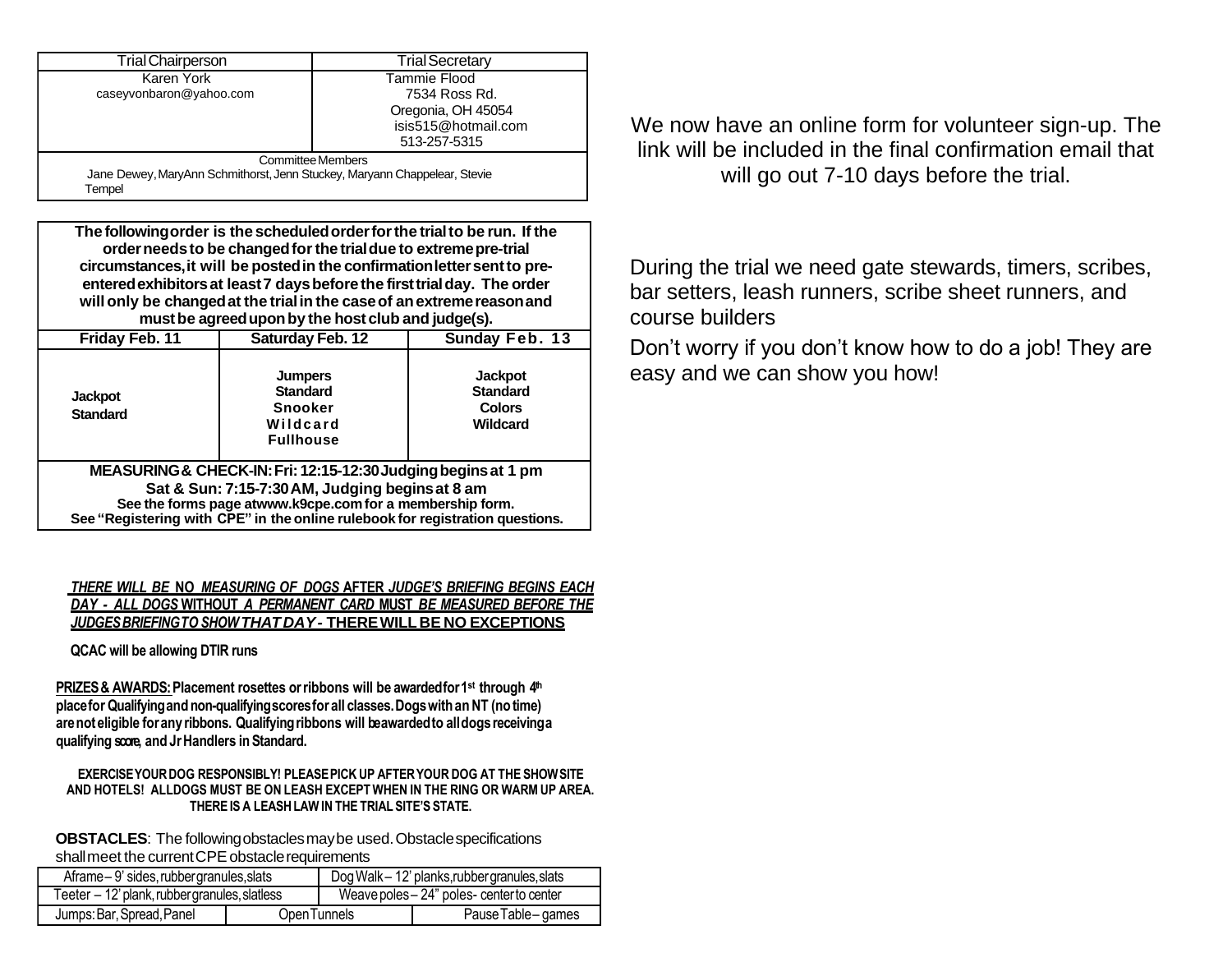| Trial Chairperson | Trial Secretary |
| --- | --- |
| Karen York<br>caseyvonbaron@yahoo.com | Tammie Flood<br>7534 Ross Rd.<br>Oregonia, OH 45054<br>isis515@hotmail.com<br>513-257-5315 |
| Committee Members<br>Jane Dewey, MaryAnn Schmithorst, Jenn Stuckey, Maryann Chappelear, Stevie Tempel | |

**The following order is the scheduled order for the trial to be run. If the order needs to be changed for the trial due to extreme pre-trial circumstances, it will be posted in the confirmation letter sent to pre-entered exhibitors at least 7 days before the first trial day. The order will only be changed at the trial in the case of an extreme reason and must be agreed upon by the host club and judge(s).**

| Friday Feb. 11 | Saturday Feb. 12 | Sunday Feb. 13 |
| --- | --- | --- |
| **Jackpot**<br>**Standard** | **Jumpers**<br>**Standard**<br>**Snooker**<br>**Wildcard**<br>**Fullhouse** | **Jackpot**<br>**Standard**<br>**Colors**<br>**Wildcard** |

**MEASURING & CHECK-IN: Fri: 12:15-12:30 Judging begins at 1 pm**
**Sat & Sun: 7:15-7:30 AM, Judging begins at 8 am**
**See the forms page at www.k9cpe.com for a membership form.**
**See "Registering with CPE" in the online rulebook for registration questions.**

***THERE WILL BE* NO *MEASURING OF DOGS* AFTER *JUDGE'S BRIEFING BEGINS EACH DAY - ALL DOGS* WITHOUT *A PERMANENT CARD* MUST *BE MEASURED BEFORE THE JUDGES BRIEFING TO SHOW THAT DAY* - THERE WILL BE NO EXCEPTIONS**

**QCAC will be allowing DTIR runs**

**PRIZES & AWARDS: Placement rosettes or ribbons will be awarded for 1st through 4th place for Qualifying and non-qualifying scores for all classes. Dogs with an NT (no time) are not eligible for any ribbons. Qualifying ribbons will be awarded to all dogs receiving a qualifying score, and Jr Handlers in Standard.**

**EXERCISE YOUR DOG RESPONSIBLY! PLEASE PICK UP AFTER YOUR DOG AT THE SHOW SITE AND HOTELS! ALL DOGS MUST BE ON LEASH EXCEPT WHEN IN THE RING OR WARM UP AREA. THERE IS A LEASH LAW IN THE TRIAL SITE'S STATE.**

**OBSTACLES**: The following obstacles may be used. Obstacle specifications shall meet the current CPE obstacle requirements

| Aframe – 9' sides, rubber granules, slats | | Dog Walk – 12' planks, rubber granules, slats |
| --- | --- | --- |
| Teeter – 12' plank, rubber granules, slatless | | Weave poles – 24" poles- center to center |
| Jumps: Bar, Spread, Panel | Open Tunnels | Pause Table – games |

We now have an online form for volunteer sign-up. The link will be included in the final confirmation email that will go out 7-10 days before the trial.

During the trial we need gate stewards, timers, scribes, bar setters, leash runners, scribe sheet runners, and course builders

Don't worry if you don't know how to do a job! They are easy and we can show you how!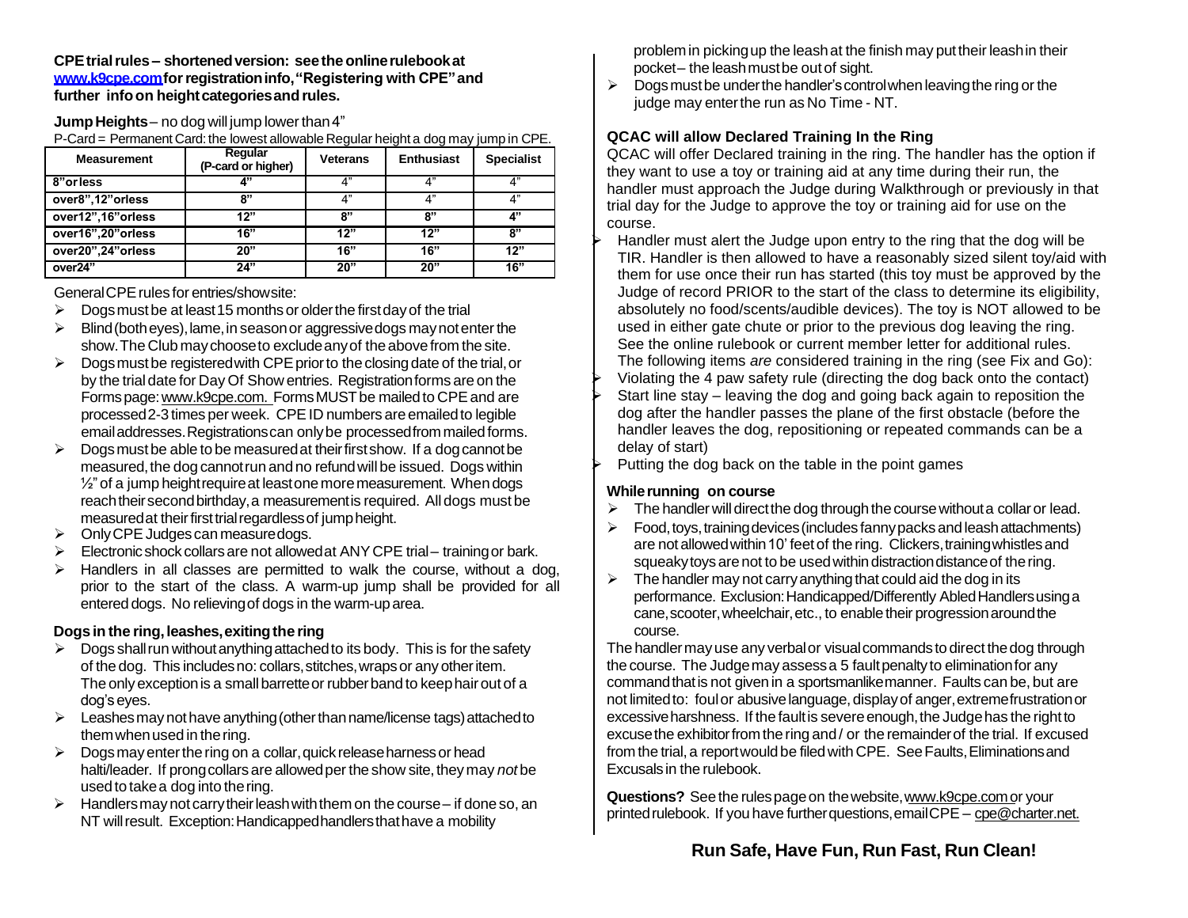**CPE trial rules – shortened version: see the online rulebook at [www.k9cpe.com](http://www.k9cpe.com) for registration info, "Registering with CPE" and further info on height categories and rules.**

**Jump Heights** – no dog will jump lower than 4"

P-Card = Permanent Card: the lowest allowable Regular height a dog may jump in CPE.

| Measurement | Regular (P-card or higher) | Veterans | Enthusiast | Specialist |
|---|---|---|---|---|
| 8" or less | 4" | 4" | 4" | 4" |
| over 8", 12" or less | 8" | 4" | 4" | 4" |
| over 12", 16" or less | 12" | 8" | 8" | 4" |
| over 16", 20" or less | 16" | 12" | 12" | 8" |
| over 20", 24" or less | 20" | 16" | 16" | 12" |
| over 24" | 24" | 20" | 20" | 16" |

General CPE rules for entries/show site:

- Dogs must be at least 15 months or older the first day of the trial
- Blind (both eyes), lame, in season or aggressive dogs may not enter the show. The Club may choose to exclude any of the above from the site.
- Dogs must be registered with CPE prior to the closing date of the trial, or by the trial date for Day Of Show entries. Registration forms are on the Forms page: www.k9cpe.com. Forms MUST be mailed to CPE and are processed 2-3 times per week. CPE ID numbers are emailed to legible email addresses. Registrations can only be processed from mailed forms.
- Dogs must be able to be measured at their first show. If a dog cannot be measured, the dog cannot run and no refund will be issued. Dogs within ½" of a jump height require at least one more measurement. When dogs reach their second birthday, a measurement is required. All dogs must be measured at their first trial regardless of jump height.
- Only CPE Judges can measure dogs.
- Electronic shock collars are not allowed at ANY CPE trial – training or bark.
- Handlers in all classes are permitted to walk the course, without a dog, prior to the start of the class. A warm-up jump shall be provided for all entered dogs. No relieving of dogs in the warm-up area.

**Dogs in the ring, leashes, exiting the ring**

- Dogs shall run without anything attached to its body. This is for the safety of the dog. This includes no: collars, stitches, wraps or any other item. The only exception is a small barrette or rubber band to keep hair out of a dog's eyes.
- Leashes may not have anything (other than name/license tags) attached to them when used in the ring.
- Dogs may enter the ring on a collar, quick release harness or head halti/leader. If prong collars are allowed per the show site, they may *not* be used to take a dog into the ring.
- Handlers may not carry their leash with them on the course – if done so, an NT will result. Exception: Handicapped handlers that have a mobility problem in picking up the leash at the finish may put their leash in their pocket – the leash must be out of sight.
- Dogs must be under the handler's control when leaving the ring or the judge may enter the run as No Time - NT.

**QCAC will allow Declared Training In the Ring**

QCAC will offer Declared training in the ring. The handler has the option if they want to use a toy or training aid at any time during their run, the handler must approach the Judge during Walkthrough or previously in that trial day for the Judge to approve the toy or training aid for use on the course.

- Handler must alert the Judge upon entry to the ring that the dog will be TIR. Handler is then allowed to have a reasonably sized silent toy/aid with them for use once their run has started (this toy must be approved by the Judge of record PRIOR to the start of the class to determine its eligibility, absolutely no food/scents/audible devices). The toy is NOT allowed to be used in either gate chute or prior to the previous dog leaving the ring. See the online rulebook or current member letter for additional rules. The following items *are* considered training in the ring (see Fix and Go):
- Violating the 4 paw safety rule (directing the dog back onto the contact)
- Start line stay – leaving the dog and going back again to reposition the dog after the handler passes the plane of the first obstacle (before the handler leaves the dog, repositioning or repeated commands can be a delay of start)
- Putting the dog back on the table in the point games

**While running on course**

- The handler will direct the dog through the course without a collar or lead.
- Food, toys, training devices (includes fanny packs and leash attachments) are not allowed within 10' feet of the ring. Clickers, training whistles and squeaky toys are not to be used within distraction distance of the ring.
- The handler may not carry anything that could aid the dog in its performance. Exclusion: Handicapped/Differently Abled Handlers using a cane, scooter, wheelchair, etc., to enable their progression around the course.

The handler may use any verbal or visual commands to direct the dog through the course. The Judge may assess a 5 fault penalty to elimination for any command that is not given in a sportsmanlike manner. Faults can be, but are not limited to: foul or abusive language, display of anger, extreme frustration or excessive harshness. If the fault is severe enough, the Judge has the right to excuse the exhibitor from the ring and / or the remainder of the trial. If excused from the trial, a report would be filed with CPE. See Faults, Eliminations and Excusals in the rulebook.

**Questions?** See the rules page on the website, www.k9cpe.com or your printed rulebook. If you have further questions, email CPE – cpe@charter.net.

**Run Safe, Have Fun, Run Fast, Run Clean!**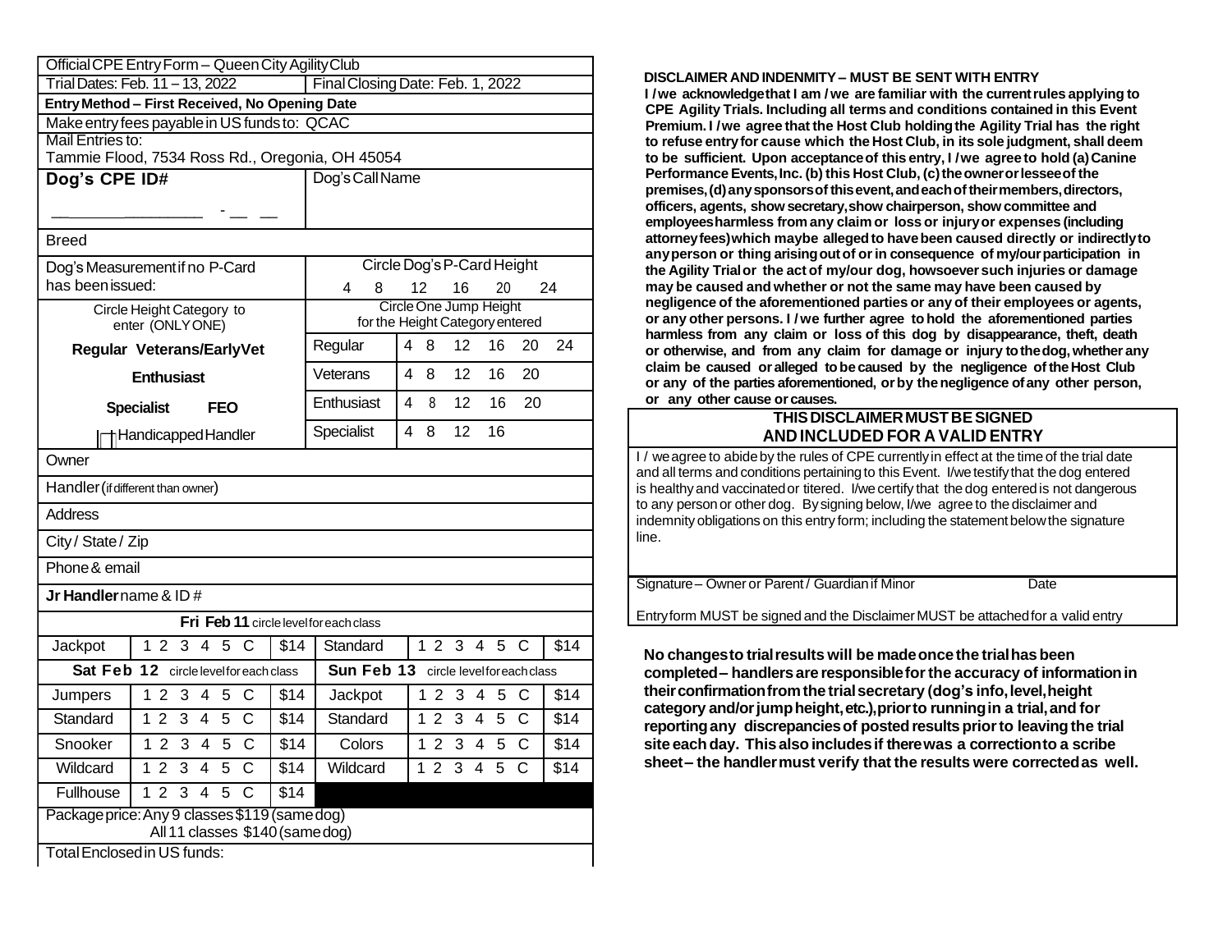| Official CPE Entry Form – Queen City Agility Club | |
|---|---|
| Trial Dates: Feb. 11 – 13, 2022 | Final Closing Date: Feb. 1, 2022 |
| **Entry Method – First Received, No Opening Date** | |
| Make entry fees payable in US funds to: QCAC | |
| Mail Entries to: Tammie Flood, 7534 Ross Rd., Oregonia, OH 45054 | |
| **Dog's CPE ID#** ________________ - __ __ | Dog's Call Name |
| Breed | |
| Dog's Measurement if no P-Card has been issued: | Circle Dog's P-Card Height: 4 8 12 16 20 24 |

| Circle Height Category to enter (ONLY ONE) | Circle One Jump Height for the Height Category entered | |
|---|---|---|
| **Regular Veterans/EarlyVet** | Regular | 4 8 12 16 20 24 |
| **Enthusiast** | Veterans | 4 8 12 16 20 |
| **Specialist FEO** | Enthusiast | 4 8 12 16 20 |
| ☐ Handicapped Handler | Specialist | 4 8 12 16 |

Owner

Handler (if different than owner)

Address

City / State / Zip

Phone & email

**Jr Handler** name & ID #

| **Fri Feb 11** circle level for each class | | | | | |
|---|---|---|---|---|---|
| Jackpot | 1 2 3 4 5 C | $14 | Standard | 1 2 3 4 5 C | $14 |
| **Sat Feb 12** circle level for each class | | | **Sun Feb 13** circle level for each class | | |
| Jumpers | 1 2 3 4 5 C | $14 | Jackpot | 1 2 3 4 5 C | $14 |
| Standard | 1 2 3 4 5 C | $14 | Standard | 1 2 3 4 5 C | $14 |
| Snooker | 1 2 3 4 5 C | $14 | Colors | 1 2 3 4 5 C | $14 |
| Wildcard | 1 2 3 4 5 C | $14 | Wildcard | 1 2 3 4 5 C | $14 |
| Fullhouse | 1 2 3 4 5 C | $14 | | | |

Package price: Any 9 classes $119 (same dog)
All 11 classes $140 (same dog)

Total Enclosed in US funds:

**DISCLAIMER AND INDENMITY – MUST BE SENT WITH ENTRY**

**I / we acknowledge that I am / we are familiar with the current rules applying to CPE Agility Trials. Including all terms and conditions contained in this Event Premium. I / we agree that the Host Club holding the Agility Trial has the right to refuse entry for cause which the Host Club, in its sole judgment, shall deem to be sufficient. Upon acceptance of this entry, I / we agree to hold (a) Canine Performance Events, Inc. (b) this Host Club, (c) the owner or lessee of the premises, (d) any sponsors of this event, and each of their members, directors, officers, agents, show secretary, show chairperson, show committee and employees harmless from any claim or loss or injury or expenses (including attorney fees) which maybe alleged to have been caused directly or indirectly to any person or thing arising out of or in consequence of my/our participation in the Agility Trial or the act of my/our dog, howsoever such injuries or damage may be caused and whether or not the same may have been caused by negligence of the aforementioned parties or any of their employees or agents, or any other persons. I / we further agree to hold the aforementioned parties harmless from any claim or loss of this dog by disappearance, theft, death or otherwise, and from any claim for damage or injury to the dog, whether any claim be caused or alleged to be caused by the negligence of the Host Club or any of the parties aforementioned, or by the negligence of any other person, or any other cause or causes.**

**THIS DISCLAIMER MUST BE SIGNED AND INCLUDED FOR A VALID ENTRY**

I / we agree to abide by the rules of CPE currently in effect at the time of the trial date and all terms and conditions pertaining to this Event. I/we testify that the dog entered is healthy and vaccinated or titered. I/we certify that the dog entered is not dangerous to any person or other dog. By signing below, I/we agree to the disclaimer and indemnity obligations on this entry form; including the statement below the signature line.

Signature – Owner or Parent / Guardian if Minor Date

Entry form MUST be signed and the Disclaimer MUST be attached for a valid entry

**No changes to trial results will be made once the trial has been completed – handlers are responsible for the accuracy of information in their confirmation from the trial secretary (dog's info, level, height category and/or jump height, etc.), prior to running in a trial, and for reporting any discrepancies of posted results prior to leaving the trial site each day. This also includes if there was a correction to a scribe sheet – the handler must verify that the results were corrected as well.**